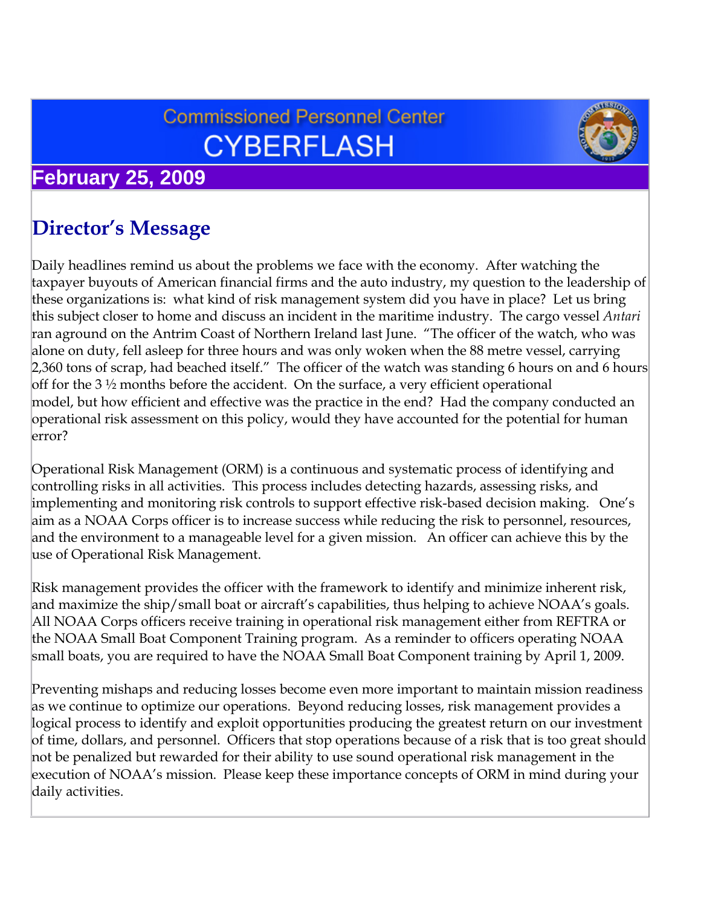# Commissioned Personnel Center CYBERFLASH

**February 25, 2009**

## Director's Message

Daily headlines remind us about the problems we face with the economy. After watching the taxpayer buyouts of American financial firms and the auto industry, my question to the leadership of these organizations is: what kind of risk management system did you have in place? Let us bring this subject closer to home and discuss an incident in the maritime industry. The cargo vessel *Antari* ran aground on the Antrim Coast of Northern Ireland last June. "The officer of the watch, who was alone on duty, fell asleep for three hours and was only woken when the 88 metre vessel, carrying 2,360 tons of scrap, had beached itself." The officer of the watch was standing 6 hours on and 6 hours off for the 3 ½ months before the accident. On the surface, a very efficient operational model, but how efficient and effective was the practice in the end? Had the company conducted an operational risk assessment on this policy, would they have accounted for the potential for human error?

Operational Risk Management (ORM) is a continuous and systematic process of identifying and controlling risks in all activities. This process includes detecting hazards, assessing risks, and implementing and monitoring risk controls to support effective risk-based decision making. One's aim as a NOAA Corps officer is to increase success while reducing the risk to personnel, resources, and the environment to a manageable level for a given mission. An officer can achieve this by the use of Operational Risk Management.

Risk management provides the officer with the framework to identify and minimize inherent risk, and maximize the ship/small boat or aircraft's capabilities, thus helping to achieve NOAA's goals. All NOAA Corps officers receive training in operational risk management either from REFTRA or the NOAA Small Boat Component Training program. As a reminder to officers operating NOAA small boats, you are required to have the NOAA Small Boat Component training by April 1, 2009.

Preventing mishaps and reducing losses become even more important to maintain mission readiness as we continue to optimize our operations. Beyond reducing losses, risk management provides a logical process to identify and exploit opportunities producing the greatest return on our investment of time, dollars, and personnel. Officers that stop operations because of a risk that is too great should not be penalized but rewarded for their ability to use sound operational risk management in the execution of NOAA's mission. Please keep these importance concepts of ORM in mind during your daily activities.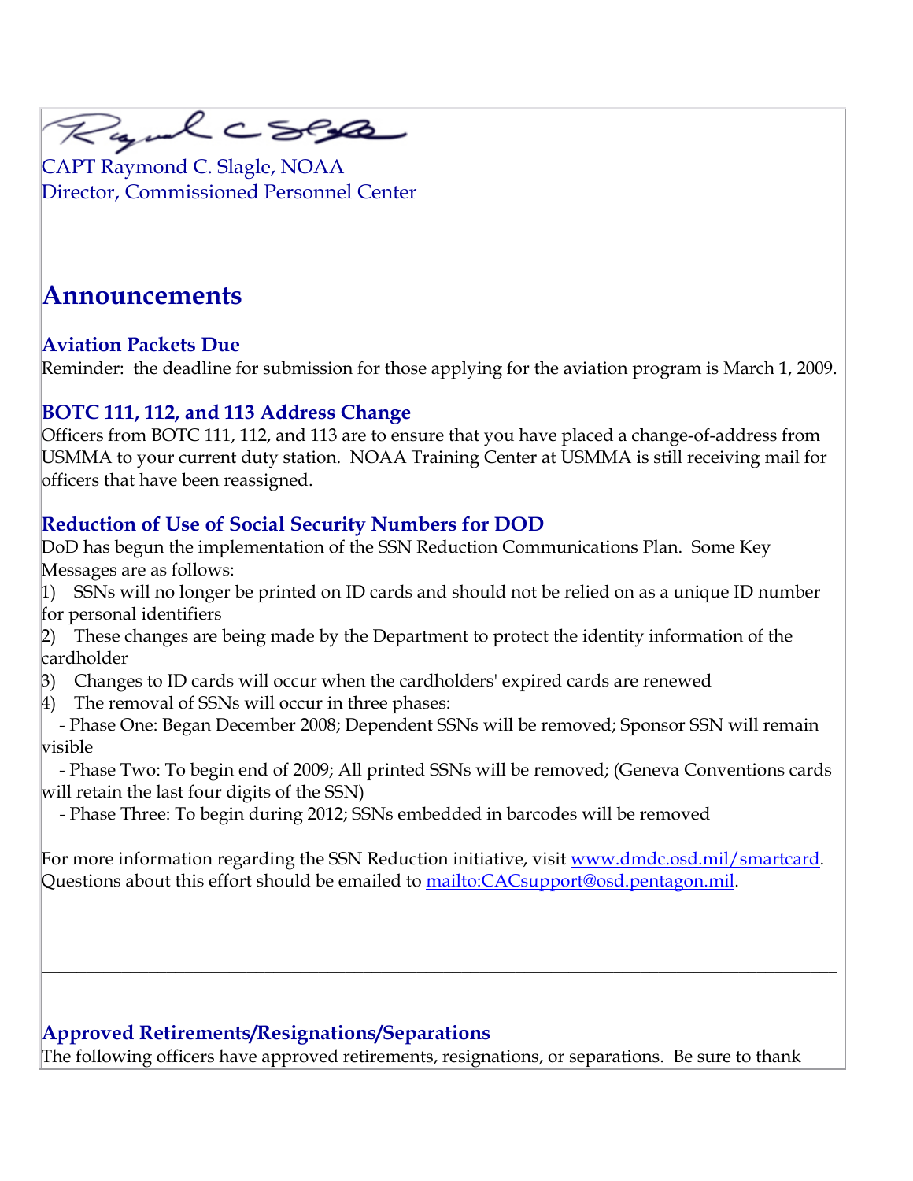CAPT Raymond C. Slagle, NOAA
Director, Commissioned Personnel Center

## Announcements

### Aviation Packets Due

Reminder: the deadline for submission for those applying for the aviation program is March 1, 2009.

### BOTC 111, 112, and 113 Address Change

Officers from BOTC 111, 112, and 113 are to ensure that you have placed a change-of-address from USMMA to your current duty station. NOAA Training Center at USMMA is still receiving mail for officers that have been reassigned.

### Reduction of Use of Social Security Numbers for DOD

DoD has begun the implementation of the SSN Reduction Communications Plan. Some Key Messages are as follows:

1) SSNs will no longer be printed on ID cards and should not be relied on as a unique ID number for personal identifiers
2) These changes are being made by the Department to protect the identity information of the cardholder
3) Changes to ID cards will occur when the cardholders' expired cards are renewed
4) The removal of SSNs will occur in three phases:
   - Phase One: Began December 2008; Dependent SSNs will be removed; Sponsor SSN will remain visible
   - Phase Two: To begin end of 2009; All printed SSNs will be removed; (Geneva Conventions cards will retain the last four digits of the SSN)
   - Phase Three: To begin during 2012; SSNs embedded in barcodes will be removed

For more information regarding the SSN Reduction initiative, visit [www.dmdc.osd.mil/smartcard](http://www.dmdc.osd.mil/smartcard). Questions about this effort should be emailed to [mailto:CACsupport@osd.pentagon.mil](mailto:CACsupport@osd.pentagon.mil).

---

### Approved Retirements/Resignations/Separations

The following officers have approved retirements, resignations, or separations. Be sure to thank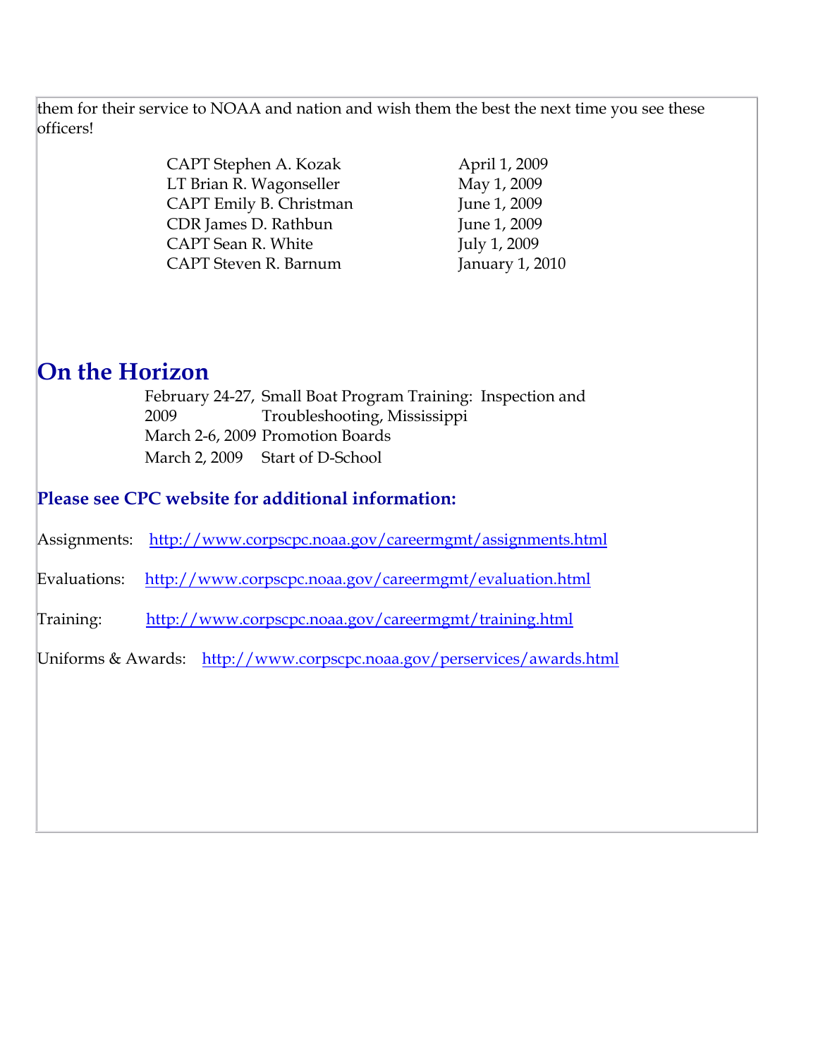them for their service to NOAA and nation and wish them the best the next time you see these officers!

| | |
|---|---|
| CAPT Stephen A. Kozak | April 1, 2009 |
| LT Brian R. Wagonseller | May 1, 2009 |
| CAPT Emily B. Christman | June 1, 2009 |
| CDR James D. Rathbun | June 1, 2009 |
| CAPT Sean R. White | July 1, 2009 |
| CAPT Steven R. Barnum | January 1, 2010 |

# On the Horizon

| | |
|---|---|
| February 24-27, 2009 | Small Boat Program Training: Inspection and Troubleshooting, Mississippi |
| March 2-6, 2009 | Promotion Boards |
| March 2, 2009 | Start of D-School |

### Please see CPC website for additional information:

Assignments: http://www.corpscpc.noaa.gov/careermgmt/assignments.html

Evaluations: http://www.corpscpc.noaa.gov/careermgmt/evaluation.html

Training: http://www.corpscpc.noaa.gov/careermgmt/training.html

Uniforms & Awards: http://www.corpscpc.noaa.gov/perservices/awards.html